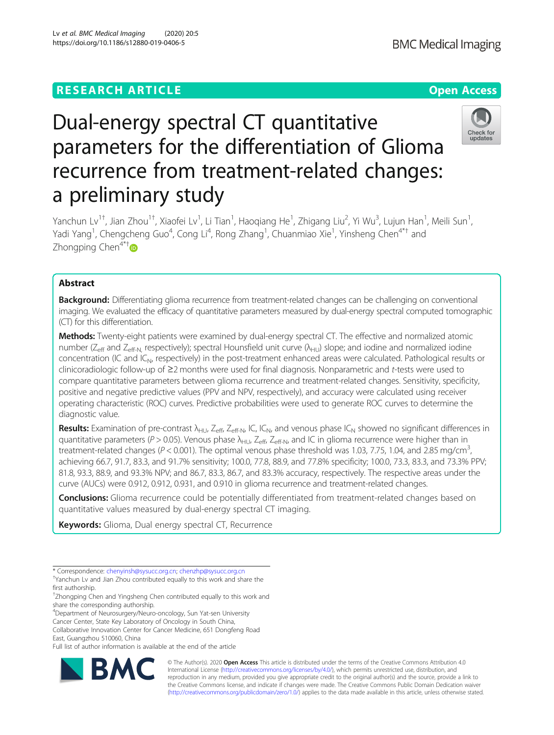RESEARCH ARTICLE

Open Access

# Dual-energy spectral CT quantitative parameters for the differentiation of Glioma recurrence from treatment-related changes: a preliminary study

Yanchun Lv[1†], Jian Zhou[1†], Xiaofei Lv[1], Li Tian[1], Haoqiang He[1], Zhigang Liu[2], Yi Wu[3], Lujun Han[1], Meili Sun[1], Yadi Yang[1], Chengcheng Guo[4], Cong Li[4], Rong Zhang[1], Chuanmiao Xie[1], Yinsheng Chen[4*†] and Zhongping Chen[4*†]

## Abstract

**Background:** Differentiating glioma recurrence from treatment-related changes can be challenging on conventional imaging. We evaluated the efficacy of quantitative parameters measured by dual-energy spectral computed tomographic (CT) for this differentiation.

**Methods:** Twenty-eight patients were examined by dual-energy spectral CT. The effective and normalized atomic number ($Z_{eff}$ and $Z_{eff\text{-}N}$, respectively); spectral Hounsfield unit curve ($\lambda_{HU}$) slope; and iodine and normalized iodine concentration (IC and $IC_N$, respectively) in the post-treatment enhanced areas were calculated. Pathological results or clinicoradiologic follow-up of ≥2 months were used for final diagnosis. Nonparametric and *t*-tests were used to compare quantitative parameters between glioma recurrence and treatment-related changes. Sensitivity, specificity, positive and negative predictive values (PPV and NPV, respectively), and accuracy were calculated using receiver operating characteristic (ROC) curves. Predictive probabilities were used to generate ROC curves to determine the diagnostic value.

**Results:** Examination of pre-contrast $\lambda_{HU}$, $Z_{eff}$, $Z_{eff\text{-}N}$, IC, $IC_N$, and venous phase $IC_N$ showed no significant differences in quantitative parameters ($P > 0.05$). Venous phase $\lambda_{HU}$, $Z_{eff}$, $Z_{eff\text{-}N}$, and IC in glioma recurrence were higher than in treatment-related changes ($P < 0.001$). The optimal venous phase threshold was 1.03, 7.75, 1.04, and 2.85 mg/cm$^3$, achieving 66.7, 91.7, 83.3, and 91.7% sensitivity; 100.0, 77.8, 88.9, and 77.8% specificity; 100.0, 73.3, 83.3, and 73.3% PPV; 81.8, 93.3, 88.9, and 93.3% NPV; and 86.7, 83.3, 86.7, and 83.3% accuracy, respectively. The respective areas under the curve (AUCs) were 0.912, 0.912, 0.931, and 0.910 in glioma recurrence and treatment-related changes.

**Conclusions:** Glioma recurrence could be potentially differentiated from treatment-related changes based on quantitative values measured by dual-energy spectral CT imaging.

**Keywords:** Glioma, Dual energy spectral CT, Recurrence

---

* Correspondence: chenyinsh@sysucc.org.cn; chenzhp@sysucc.org.cn
†Yanchun Lv and Jian Zhou contributed equally to this work and share the first authorship.
†Zhongping Chen and Yingsheng Chen contributed equally to this work and share the corresponding authorship.
[4]Department of Neurosurgery/Neuro-oncology, Sun Yat-sen University Cancer Center, State Key Laboratory of Oncology in South China, Collaborative Innovation Center for Cancer Medicine, 651 Dongfeng Road East, Guangzhou 510060, China
Full list of author information is available at the end of the article

© The Author(s). 2020 **Open Access** This article is distributed under the terms of the Creative Commons Attribution 4.0 International License (http://creativecommons.org/licenses/by/4.0/), which permits unrestricted use, distribution, and reproduction in any medium, provided you give appropriate credit to the original author(s) and the source, provide a link to the Creative Commons license, and indicate if changes were made. The Creative Commons Public Domain Dedication waiver (http://creativecommons.org/publicdomain/zero/1.0/) applies to the data made available in this article, unless otherwise stated.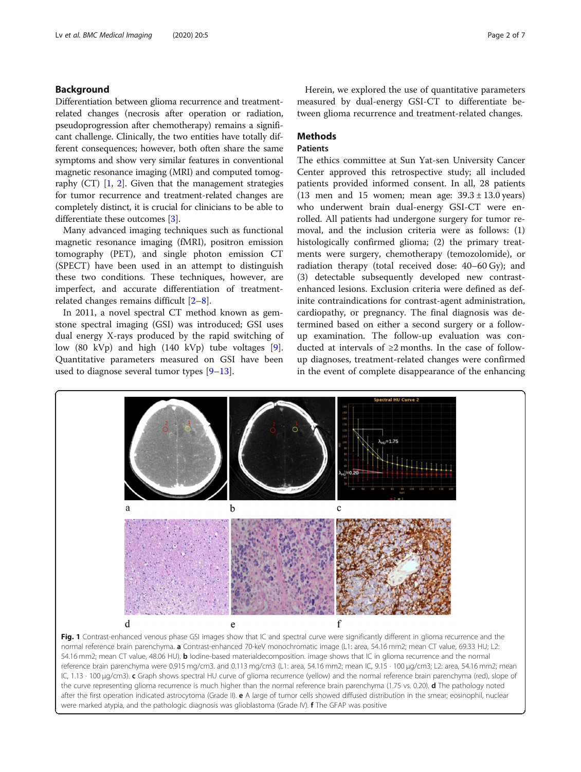## Background

Differentiation between glioma recurrence and treatment-related changes (necrosis after operation or radiation, pseudoprogression after chemotherapy) remains a significant challenge. Clinically, the two entities have totally different consequences; however, both often share the same symptoms and show very similar features in conventional magnetic resonance imaging (MRI) and computed tomography (CT) [1, 2]. Given that the management strategies for tumor recurrence and treatment-related changes are completely distinct, it is crucial for clinicians to be able to differentiate these outcomes [3].

Many advanced imaging techniques such as functional magnetic resonance imaging (fMRI), positron emission tomography (PET), and single photon emission CT (SPECT) have been used in an attempt to distinguish these two conditions. These techniques, however, are imperfect, and accurate differentiation of treatment-related changes remains difficult [2–8].

In 2011, a novel spectral CT method known as gemstone spectral imaging (GSI) was introduced; GSI uses dual energy X-rays produced by the rapid switching of low (80 kVp) and high (140 kVp) tube voltages [9]. Quantitative parameters measured on GSI have been used to diagnose several tumor types [9–13].

Herein, we explored the use of quantitative parameters measured by dual-energy GSI-CT to differentiate between glioma recurrence and treatment-related changes.

## Methods

### Patients

The ethics committee at Sun Yat-sen University Cancer Center approved this retrospective study; all included patients provided informed consent. In all, 28 patients (13 men and 15 women; mean age: 39.3 ± 13.0 years) who underwent brain dual-energy GSI-CT were enrolled. All patients had undergone surgery for tumor removal, and the inclusion criteria were as follows: (1) histologically confirmed glioma; (2) the primary treatments were surgery, chemotherapy (temozolomide), or radiation therapy (total received dose: 40–60 Gy); and (3) detectable subsequently developed new contrast-enhanced lesions. Exclusion criteria were defined as definite contraindications for contrast-agent administration, cardiopathy, or pregnancy. The final diagnosis was determined based on either a second surgery or a follow-up examination. The follow-up evaluation was conducted at intervals of ≥2 months. In the case of follow-up diagnoses, treatment-related changes were confirmed in the event of complete disappearance of the enhancing

**Fig. 1** Contrast-enhanced venous phase GSI images show that IC and spectral curve were significantly different in glioma recurrence and the normal reference brain parenchyma. **a** Contrast-enhanced 70-keV monochromatic image (L1: area, 54.16 mm2; mean CT value, 69.33 HU; L2: 54.16 mm2; mean CT value, 48.06 HU). **b** Iodine-based materialdecomposition. image shows that IC in glioma recurrence and the normal reference brain parenchyma were 0.915 mg/cm3. and 0.113 mg/cm3 (L1: area, 54.16 mm2; mean IC, 9.15 · 100 μg/cm3; L2: area, 54.16 mm2; mean IC, 1.13 · 100 μg/cm3). **c** Graph shows spectral HU curve of glioma recurrence (yellow) and the normal reference brain parenchyma (red), slope of the curve representing glioma recurrence is much higher than the normal reference brain parenchyma (1.75 vs. 0.20). **d** The pathology noted after the first operation indicated astrocytoma (Grade II). **e** A large of tumor cells showed diffused distribution in the smear; eosinophil, nuclear were marked atypia, and the pathologic diagnosis was glioblastoma (Grade IV). **f** The GFAP was positive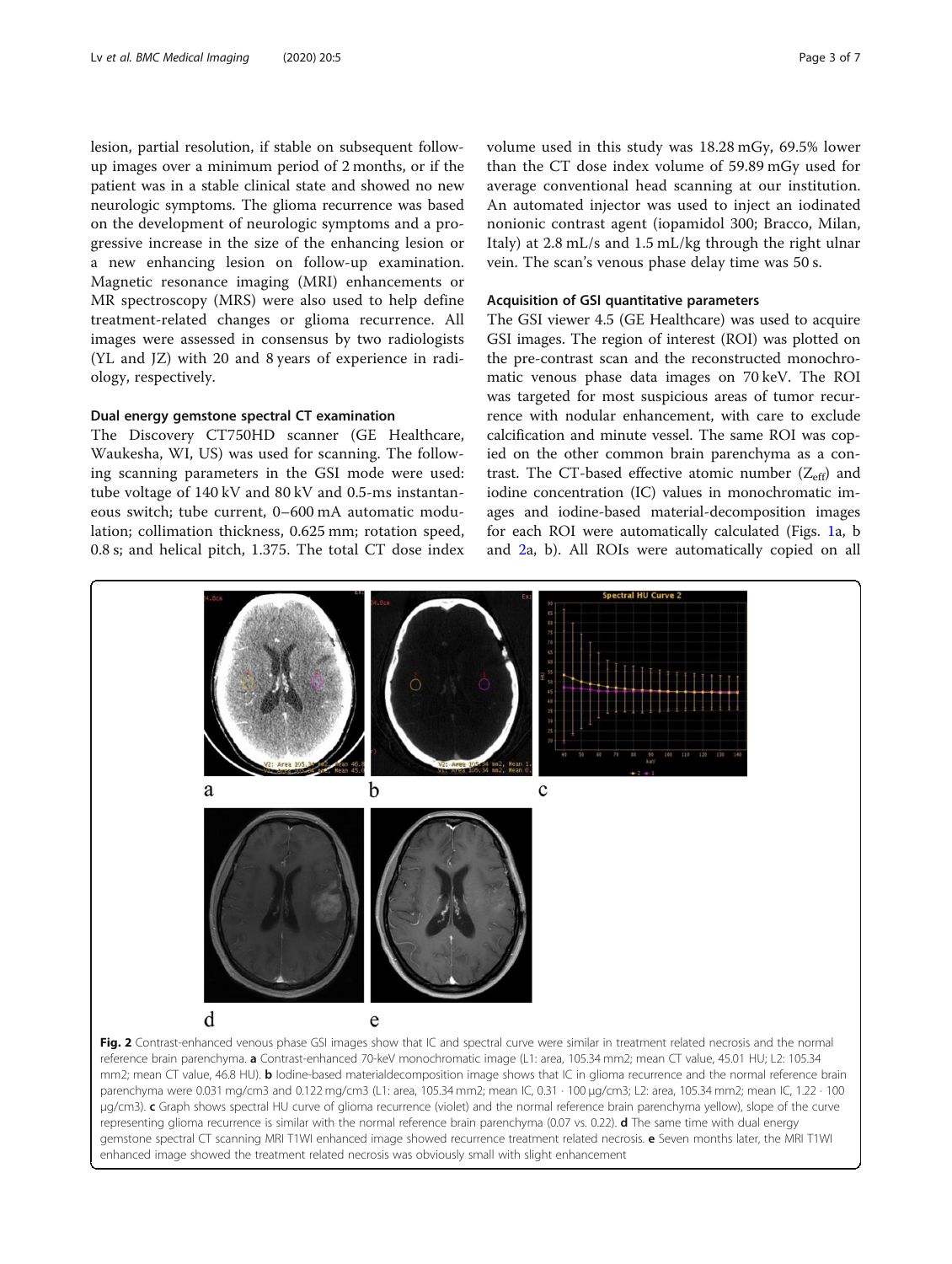lesion, partial resolution, if stable on subsequent follow-up images over a minimum period of 2 months, or if the patient was in a stable clinical state and showed no new neurologic symptoms. The glioma recurrence was based on the development of neurologic symptoms and a progressive increase in the size of the enhancing lesion or a new enhancing lesion on follow-up examination. Magnetic resonance imaging (MRI) enhancements or MR spectroscopy (MRS) were also used to help define treatment-related changes or glioma recurrence. All images were assessed in consensus by two radiologists (YL and JZ) with 20 and 8 years of experience in radiology, respectively.

### Dual energy gemstone spectral CT examination

The Discovery CT750HD scanner (GE Healthcare, Waukesha, WI, US) was used for scanning. The following scanning parameters in the GSI mode were used: tube voltage of 140 kV and 80 kV and 0.5-ms instantaneous switch; tube current, 0–600 mA automatic modulation; collimation thickness, 0.625 mm; rotation speed, 0.8 s; and helical pitch, 1.375. The total CT dose index volume used in this study was 18.28 mGy, 69.5% lower than the CT dose index volume of 59.89 mGy used for average conventional head scanning at our institution. An automated injector was used to inject an iodinated nonionic contrast agent (iopamidol 300; Bracco, Milan, Italy) at 2.8 mL/s and 1.5 mL/kg through the right ulnar vein. The scan's venous phase delay time was 50 s.

### Acquisition of GSI quantitative parameters

The GSI viewer 4.5 (GE Healthcare) was used to acquire GSI images. The region of interest (ROI) was plotted on the pre-contrast scan and the reconstructed monochromatic venous phase data images on 70 keV. The ROI was targeted for most suspicious areas of tumor recurrence with nodular enhancement, with care to exclude calcification and minute vessel. The same ROI was copied on the other common brain parenchyma as a contrast. The CT-based effective atomic number ($Z_{eff}$) and iodine concentration (IC) values in monochromatic images and iodine-based material-decomposition images for each ROI were automatically calculated (Figs. 1a, b and 2a, b). All ROIs were automatically copied on all

**Fig. 2** Contrast-enhanced venous phase GSI images show that IC and spectral curve were similar in treatment related necrosis and the normal reference brain parenchyma. **a** Contrast-enhanced 70-keV monochromatic image (L1: area, 105.34 mm2; mean CT value, 45.01 HU; L2: 105.34 mm2; mean CT value, 46.8 HU). **b** Iodine-based materialdecomposition image shows that IC in glioma recurrence and the normal reference brain parenchyma were 0.031 mg/cm3 and 0.122 mg/cm3 (L1: area, 105.34 mm2; mean IC, 0.31 · 100 μg/cm3; L2: area, 105.34 mm2; mean IC, 1.22 · 100 μg/cm3). **c** Graph shows spectral HU curve of glioma recurrence (violet) and the normal reference brain parenchyma yellow), slope of the curve representing glioma recurrence is similar with the normal reference brain parenchyma (0.07 vs. 0.22). **d** The same time with dual energy gemstone spectral CT scanning MRI T1WI enhanced image showed recurrence treatment related necrosis. **e** Seven months later, the MRI T1WI enhanced image showed the treatment related necrosis was obviously small with slight enhancement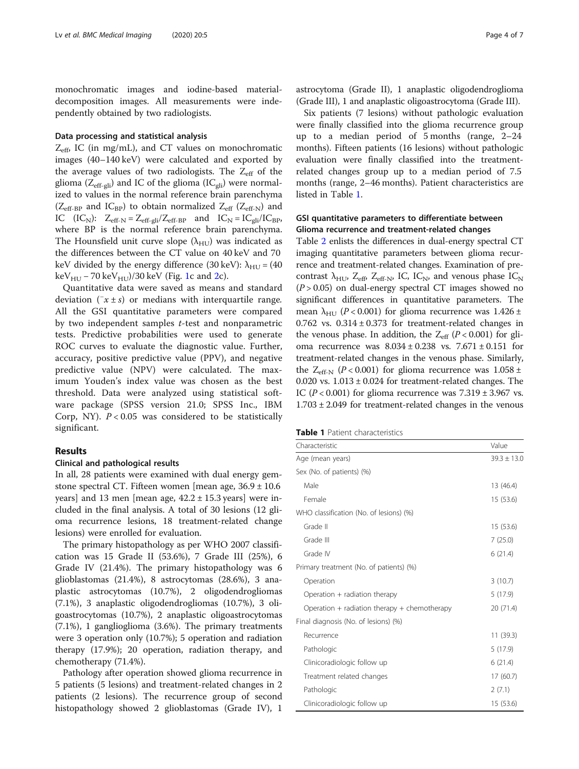monochromatic images and iodine-based material-decomposition images. All measurements were independently obtained by two radiologists.

### Data processing and statistical analysis

$Z_{eff}$, IC (in mg/mL), and CT values on monochromatic images (40–140 keV) were calculated and exported by the average values of two radiologists. The $Z_{eff}$ of the glioma ($Z_{eff\text{-}gli}$) and IC of the glioma ($IC_{gli}$) were normalized to values in the normal reference brain parenchyma ($Z_{eff\text{-}BP}$ and $IC_{BP}$) to obtain normalized $Z_{eff}$ ($Z_{eff\text{-}N}$) and IC ($IC_N$): $Z_{eff\text{-}N} = Z_{eff\text{-}gli}/Z_{eff\text{-}BP}$ and $IC_N = IC_{gli}/IC_{BP}$, where BP is the normal reference brain parenchyma. The Hounsfield unit curve slope ($\lambda_{HU}$) was indicated as the differences between the CT value on 40 keV and 70 keV divided by the energy difference (30 keV): $\lambda_{HU} = (40\ keV_{HU} - 70\ keV_{HU})/30\ keV$ (Fig. 1c and 2c).

Quantitative data were saved as means and standard deviation ($\bar{x} \pm s$) or medians with interquartile range. All the GSI quantitative parameters were compared by two independent samples *t*-test and nonparametric tests. Predictive probabilities were used to generate ROC curves to evaluate the diagnostic value. Further, accuracy, positive predictive value (PPV), and negative predictive value (NPV) were calculated. The maximum Youden's index value was chosen as the best threshold. Data were analyzed using statistical software package (SPSS version 21.0; SPSS Inc., IBM Corp, NY). $P < 0.05$ was considered to be statistically significant.

## Results

### Clinical and pathological results

In all, 28 patients were examined with dual energy gemstone spectral CT. Fifteen women [mean age, $36.9 \pm 10.6$ years] and 13 men [mean age, $42.2 \pm 15.3$ years] were included in the final analysis. A total of 30 lesions (12 glioma recurrence lesions, 18 treatment-related change lesions) were enrolled for evaluation.

The primary histopathology as per WHO 2007 classification was 15 Grade II (53.6%), 7 Grade III (25%), 6 Grade IV (21.4%). The primary histopathology was 6 glioblastomas (21.4%), 8 astrocytomas (28.6%), 3 anaplastic astrocytomas (10.7%), 2 oligodendrogliomas (7.1%), 3 anaplastic oligodendrogliomas (10.7%), 3 oligoastrocytomas (10.7%), 2 anaplastic oligoastrocytomas (7.1%), 1 ganglioglioma (3.6%). The primary treatments were 3 operation only (10.7%); 5 operation and radiation therapy (17.9%); 20 operation, radiation therapy, and chemotherapy (71.4%).

Pathology after operation showed glioma recurrence in 5 patients (5 lesions) and treatment-related changes in 2 patients (2 lesions). The recurrence group of second histopathology showed 2 glioblastomas (Grade IV), 1 astrocytoma (Grade II), 1 anaplastic oligodendroglioma (Grade III), 1 and anaplastic oligoastrocytoma (Grade III).

Six patients (7 lesions) without pathologic evaluation were finally classified into the glioma recurrence group up to a median period of 5 months (range, 2–24 months). Fifteen patients (16 lesions) without pathologic evaluation were finally classified into the treatment-related changes group up to a median period of 7.5 months (range, 2–46 months). Patient characteristics are listed in Table 1.

### GSI quantitative parameters to differentiate between Glioma recurrence and treatment-related changes

Table 2 enlists the differences in dual-energy spectral CT imaging quantitative parameters between glioma recurrence and treatment-related changes. Examination of pre-contrast $\lambda_{HU}$, $Z_{eff}$, $Z_{eff\text{-}N}$, IC, $IC_N$, and venous phase $IC_N$ ($P > 0.05$) on dual-energy spectral CT images showed no significant differences in quantitative parameters. The mean $\lambda_{HU}$ ($P < 0.001$) for glioma recurrence was $1.426 \pm 0.762$ vs. $0.314 \pm 0.373$ for treatment-related changes in the venous phase. In addition, the $Z_{eff}$ ($P < 0.001$) for glioma recurrence was $8.034 \pm 0.238$ vs. $7.671 \pm 0.151$ for treatment-related changes in the venous phase. Similarly, the $Z_{eff\text{-}N}$ ($P < 0.001$) for glioma recurrence was $1.058 \pm 0.020$ vs. $1.013 \pm 0.024$ for treatment-related changes. The IC ($P < 0.001$) for glioma recurrence was $7.319 \pm 3.967$ vs. $1.703 \pm 2.049$ for treatment-related changes in the venous

**Table 1** Patient characteristics

| Characteristic | Value |
|---|---|
| Age (mean years) | $39.3 \pm 13.0$ |
| Sex (No. of patients) (%) | |
| Male | 13 (46.4) |
| Female | 15 (53.6) |
| WHO classification (No. of lesions) (%) | |
| Grade II | 15 (53.6) |
| Grade III | 7 (25.0) |
| Grade IV | 6 (21.4) |
| Primary treatment (No. of patients) (%) | |
| Operation | 3 (10.7) |
| Operation + radiation therapy | 5 (17.9) |
| Operation + radiation therapy + chemotherapy | 20 (71.4) |
| Final diagnosis (No. of lesions) (%) | |
| Recurrence | 11 (39.3) |
| Pathologic | 5 (17.9) |
| Clinicoradiologic follow up | 6 (21.4) |
| Treatment related changes | 17 (60.7) |
| Pathologic | 2 (7.1) |
| Clinicoradiologic follow up | 15 (53.6) |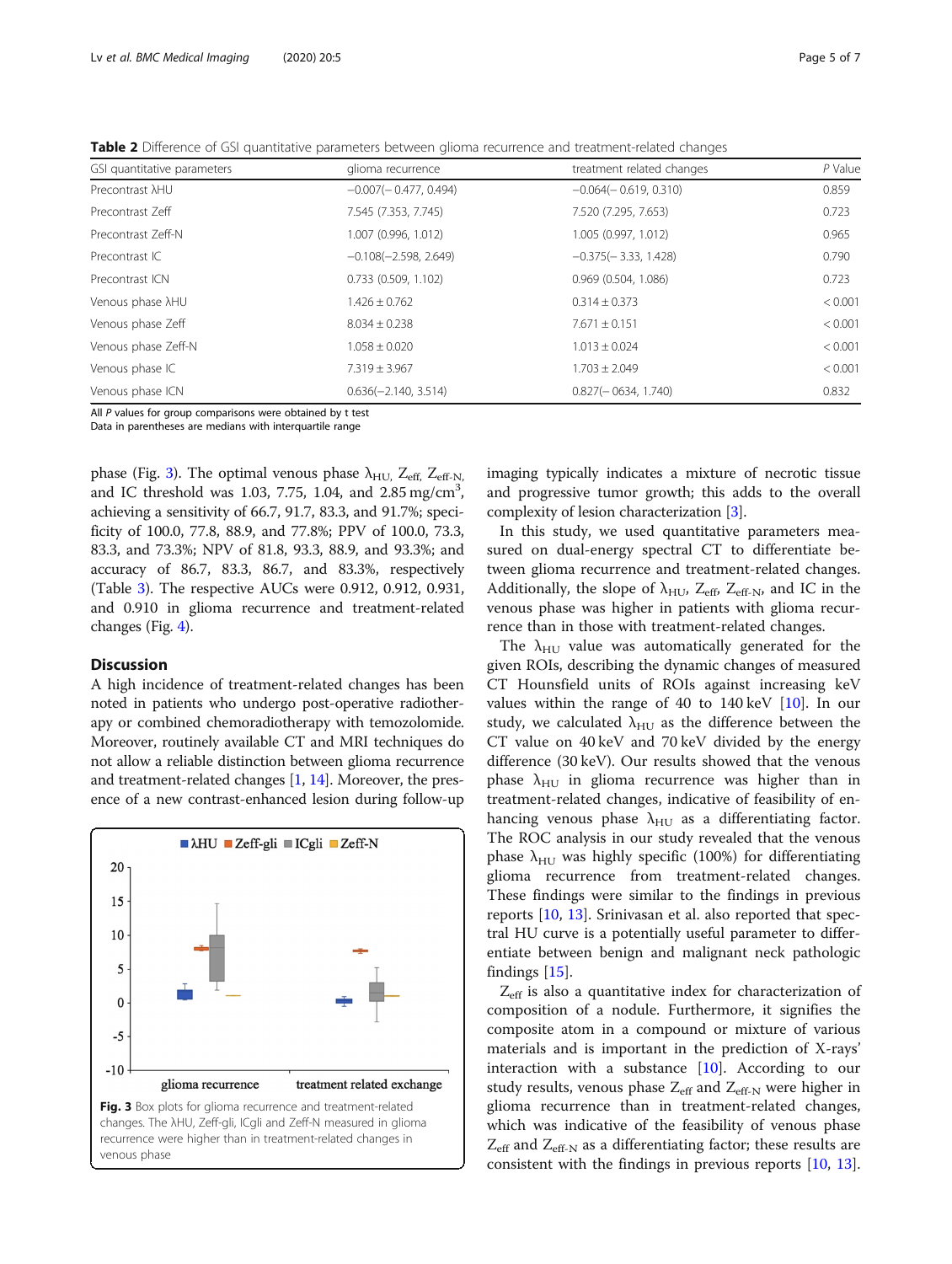**Table 2** Difference of GSI quantitative parameters between glioma recurrence and treatment-related changes

| GSI quantitative parameters | glioma recurrence | treatment related changes | *P* Value |
|---|---|---|---|
| Precontrast λHU | −0.007(− 0.477, 0.494) | −0.064(− 0.619, 0.310) | 0.859 |
| Precontrast Zeff | 7.545 (7.353, 7.745) | 7.520 (7.295, 7.653) | 0.723 |
| Precontrast Zeff-N | 1.007 (0.996, 1.012) | 1.005 (0.997, 1.012) | 0.965 |
| Precontrast IC | −0.108(−2.598, 2.649) | −0.375(− 3.33, 1.428) | 0.790 |
| Precontrast ICN | 0.733 (0.509, 1.102) | 0.969 (0.504, 1.086) | 0.723 |
| Venous phase λHU | 1.426 ± 0.762 | 0.314 ± 0.373 | < 0.001 |
| Venous phase Zeff | 8.034 ± 0.238 | 7.671 ± 0.151 | < 0.001 |
| Venous phase Zeff-N | 1.058 ± 0.020 | 1.013 ± 0.024 | < 0.001 |
| Venous phase IC | 7.319 ± 3.967 | 1.703 ± 2.049 | < 0.001 |
| Venous phase ICN | 0.636(−2.140, 3.514) | 0.827(− 0634, 1.740) | 0.832 |

All *P* values for group comparisons were obtained by t test
Data in parentheses are medians with interquartile range

phase (Fig. 3). The optimal venous phase $\lambda_{HU}$, $Z_{eff}$, $Z_{eff\text{-}N}$, and IC threshold was 1.03, 7.75, 1.04, and 2.85 mg/cm$^3$, achieving a sensitivity of 66.7, 91.7, 83.3, and 91.7%; specificity of 100.0, 77.8, 88.9, and 77.8%; PPV of 100.0, 73.3, 83.3, and 73.3%; NPV of 81.8, 93.3, 88.9, and 93.3%; and accuracy of 86.7, 83.3, 86.7, and 83.3%, respectively (Table 3). The respective AUCs were 0.912, 0.912, 0.931, and 0.910 in glioma recurrence and treatment-related changes (Fig. 4).

## Discussion

A high incidence of treatment-related changes has been noted in patients who undergo post-operative radiotherapy or combined chemoradiotherapy with temozolomide. Moreover, routinely available CT and MRI techniques do not allow a reliable distinction between glioma recurrence and treatment-related changes [1, 14]. Moreover, the presence of a new contrast-enhanced lesion during follow-up imaging typically indicates a mixture of necrotic tissue and progressive tumor growth; this adds to the overall complexity of lesion characterization [3].

**Fig. 3** Box plots for glioma recurrence and treatment-related changes. The λHU, Zeff-gli, ICgli and Zeff-N measured in glioma recurrence were higher than treatment-related changes in venous phase

In this study, we used quantitative parameters measured on dual-energy spectral CT to differentiate between glioma recurrence and treatment-related changes. Additionally, the slope of $\lambda_{HU}$, $Z_{eff}$, $Z_{eff\text{-}N}$, and IC in the venous phase was higher in patients with glioma recurrence than in those with treatment-related changes.

The $\lambda_{HU}$ value was automatically generated for the given ROIs, describing the dynamic changes of measured CT Hounsfield units of ROIs against increasing keV values within the range of 40 to 140 keV [10]. In our study, we calculated $\lambda_{HU}$ as the difference between the CT value on 40 keV and 70 keV divided by the energy difference (30 keV). Our results showed that the venous phase $\lambda_{HU}$ in glioma recurrence was higher than in treatment-related changes, indicative of feasibility of enhancing venous phase $\lambda_{HU}$ as a differentiating factor. The ROC analysis in our study revealed that the venous phase $\lambda_{HU}$ was highly specific (100%) for differentiating glioma recurrence from treatment-related changes. These findings were similar to the findings in previous reports [10, 13]. Srinivasan et al. also reported that spectral HU curve is a potentially useful parameter to differentiate between benign and malignant neck pathologic findings [15].

$Z_{eff}$ is also a quantitative index for characterization of composition of a nodule. Furthermore, it signifies the composite atom in a compound or mixture of various materials and is important in the prediction of X-rays' interaction with a substance [10]. According to our study results, venous phase $Z_{eff}$ and $Z_{eff\text{-}N}$ were higher in glioma recurrence than in treatment-related changes, which was indicative of the feasibility of venous phase $Z_{eff}$ and $Z_{eff\text{-}N}$ as a differentiating factor; these results are consistent with the findings in previous reports [10, 13].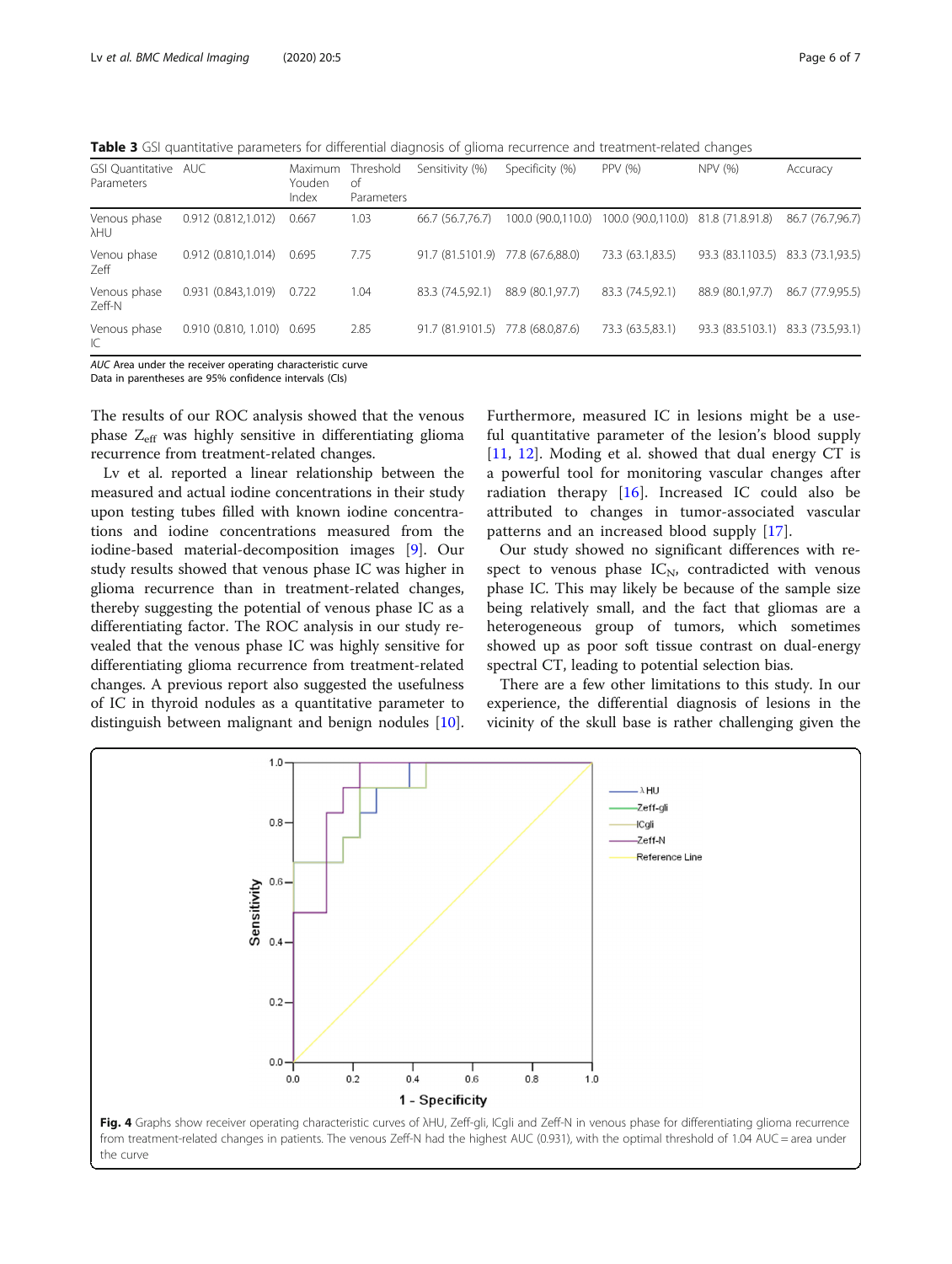**Table 3** GSI quantitative parameters for differential diagnosis of glioma recurrence and treatment-related changes

| GSI Quantitative Parameters | AUC | Maximum Youden Index | Threshold of Parameters | Sensitivity (%) | Specificity (%) | PPV (%) | NPV (%) | Accuracy |
|---|---|---|---|---|---|---|---|---|
| Venous phase λHU | 0.912 (0.812,1.012) | 0.667 | 1.03 | 66.7 (56.7,76.7) | 100.0 (90.0,110.0) | 100.0 (90.0,110.0) | 81.8 (71.8.91.8) | 86.7 (76.7,96.7) |
| Venou phase Zeff | 0.912 (0.810,1.014) | 0.695 | 7.75 | 91.7 (81.5101.9) | 77.8 (67.6,88.0) | 73.3 (63.1,83.5) | 93.3 (83.1103.5) | 83.3 (73.1,93.5) |
| Venous phase Zeff-N | 0.931 (0.843,1.019) | 0.722 | 1.04 | 83.3 (74.5,92.1) | 88.9 (80.1,97.7) | 83.3 (74.5,92.1) | 88.9 (80.1,97.7) | 86.7 (77.9,95.5) |
| Venous phase IC | 0.910 (0.810, 1.010) | 0.695 | 2.85 | 91.7 (81.9101.5) | 77.8 (68.0,87.6) | 73.3 (63.5,83.1) | 93.3 (83.5103.1) | 83.3 (73.5,93.1) |

*AUC* Area under the receiver operating characteristic curve
Data in parentheses are 95% confidence intervals (CIs)

The results of our ROC analysis showed that the venous phase $Z_{eff}$ was highly sensitive in differentiating glioma recurrence from treatment-related changes.

Lv et al. reported a linear relationship between the measured and actual iodine concentrations in their study upon testing tubes filled with known iodine concentrations and iodine concentrations measured from the iodine-based material-decomposition images [9]. Our study results showed that venous phase IC was higher in glioma recurrence than in treatment-related changes, thereby suggesting the potential of venous phase IC as a differentiating factor. The ROC analysis in our study revealed that the venous phase IC was highly sensitive for differentiating glioma recurrence from treatment-related changes. A previous report also suggested the usefulness of IC in thyroid nodules as a quantitative parameter to distinguish between malignant and benign nodules [10]. Furthermore, measured IC in lesions might be a useful quantitative parameter of the lesion's blood supply [11, 12]. Moding et al. showed that dual energy CT is a powerful tool for monitoring vascular changes after radiation therapy [16]. Increased IC could also be attributed to changes in tumor-associated vascular patterns and an increased blood supply [17].

Our study showed no significant differences with respect to venous phase $IC_N$, contradicted with venous phase IC. This may likely be because of the sample size being relatively small, and the fact that gliomas are a heterogeneous group of tumors, which sometimes showed up as poor soft tissue contrast on dual-energy spectral CT, leading to potential selection bias.

There are a few other limitations to this study. In our experience, the differential diagnosis of lesions in the vicinity of the skull base is rather challenging given the

**Fig. 4** Graphs show receiver operating characteristic curves of λHU, Zeff-gli, ICgli and Zeff-N in venous phase for differentiating glioma recurrence from treatment-related changes in patients. The venous Zeff-N had the highest AUC (0.931), with the optimal threshold of 1.04 AUC = area under the curve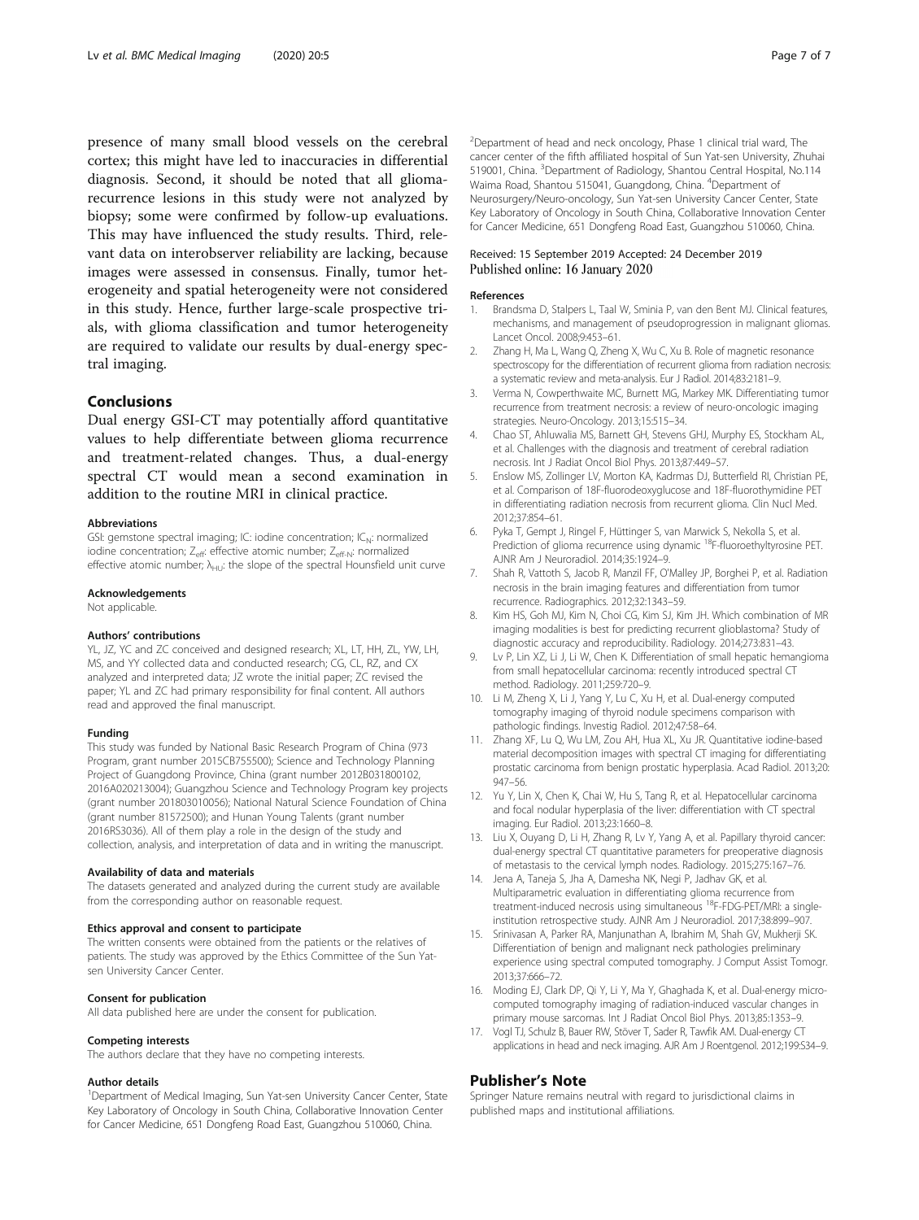presence of many small blood vessels on the cerebral cortex; this might have led to inaccuracies in differential diagnosis. Second, it should be noted that all glioma-recurrence lesions in this study were not analyzed by biopsy; some were confirmed by follow-up evaluations. This may have influenced the study results. Third, relevant data on interobserver reliability are lacking, because images were assessed in consensus. Finally, tumor heterogeneity and spatial heterogeneity were not considered in this study. Hence, further large-scale prospective trials, with glioma classification and tumor heterogeneity are required to validate our results by dual-energy spectral imaging.

## Conclusions

Dual energy GSI-CT may potentially afford quantitative values to help differentiate between glioma recurrence and treatment-related changes. Thus, a dual-energy spectral CT would mean a second examination in addition to the routine MRI in clinical practice.

#### Abbreviations

GSI: gemstone spectral imaging; IC: iodine concentration; $IC_N$: normalized iodine concentration; $Z_{eff}$: effective atomic number; $Z_{eff-N}$: normalized effective atomic number; $\lambda_{HU}$: the slope of the spectral Hounsfield unit curve

#### Acknowledgements

Not applicable.

#### Authors' contributions

YL, JZ, YC and ZC conceived and designed research; XL, LT, HH, ZL, YW, LH, MS, and YY collected data and conducted research; CG, CL, RZ, and CX analyzed and interpreted data; JZ wrote the initial paper; ZC revised the paper; YL and ZC had primary responsibility for final content. All authors read and approved the final manuscript.

#### Funding

This study was funded by National Basic Research Program of China (973 Program, grant number 2015CB755500); Science and Technology Planning Project of Guangdong Province, China (grant number 2012B031800102, 2016A020213004); Guangzhou Science and Technology Program key projects (grant number 201803010056); National Natural Science Foundation of China (grant number 81572500); and Hunan Young Talents (grant number 2016RS3036). All of them play a role in the design of the study and collection, analysis, and interpretation of data and in writing the manuscript.

#### Availability of data and materials

The datasets generated and analyzed during the current study are available from the corresponding author on reasonable request.

#### Ethics approval and consent to participate

The written consents were obtained from the patients or the relatives of patients. The study was approved by the Ethics Committee of the Sun Yat-sen University Cancer Center.

#### Consent for publication

All data published here are under the consent for publication.

#### Competing interests

The authors declare that they have no competing interests.

#### Author details

[1]Department of Medical Imaging, Sun Yat-sen University Cancer Center, State Key Laboratory of Oncology in South China, Collaborative Innovation Center for Cancer Medicine, 651 Dongfeng Road East, Guangzhou 510060, China. [2]Department of head and neck oncology, Phase 1 clinical trial ward, The cancer center of the fifth affiliated hospital of Sun Yat-sen University, Zhuhai 519001, China. [3]Department of Radiology, Shantou Central Hospital, No.114 Waima Road, Shantou 515041, Guangdong, China. [4]Department of Neurosurgery/Neuro-oncology, Sun Yat-sen University Cancer Center, State Key Laboratory of Oncology in South China, Collaborative Innovation Center for Cancer Medicine, 651 Dongfeng Road East, Guangzhou 510060, China.

Received: 15 September 2019 Accepted: 24 December 2019
Published online: 16 January 2020

#### References

1. Brandsma D, Stalpers L, Taal W, Sminia P, van den Bent MJ. Clinical features, mechanisms, and management of pseudoprogression in malignant gliomas. Lancet Oncol. 2008;9:453–61.
2. Zhang H, Ma L, Wang Q, Zheng X, Wu C, Xu B. Role of magnetic resonance spectroscopy for the differentiation of recurrent glioma from radiation necrosis: a systematic review and meta-analysis. Eur J Radiol. 2014;83:2181–9.
3. Verma N, Cowperthwaite MC, Burnett MG, Markey MK. Differentiating tumor recurrence from treatment necrosis: a review of neuro-oncologic imaging strategies. Neuro-Oncology. 2013;15:515–34.
4. Chao ST, Ahluwalia MS, Barnett GH, Stevens GHJ, Murphy ES, Stockham AL, et al. Challenges with the diagnosis and treatment of cerebral radiation necrosis. Int J Radiat Oncol Biol Phys. 2013;87:449–57.
5. Enslow MS, Zollinger LV, Morton KA, Kadrmas DJ, Butterfield RI, Christian PE, et al. Comparison of 18F-fluorodeoxyglucose and 18F-fluorothymidine PET in differentiating radiation necrosis from recurrent glioma. Clin Nucl Med. 2012;37:854–61.
6. Pyka T, Gempt J, Ringel F, Hüttinger S, van Marwick S, Nekolla S, et al. Prediction of glioma recurrence using dynamic $^{18}$F-fluoroethyltyrosine PET. AJNR Am J Neuroradiol. 2014;35:1924–9.
7. Shah R, Vattoth S, Jacob R, Manzil FF, O'Malley JP, Borghei P, et al. Radiation necrosis in the brain imaging features and differentiation from tumor recurrence. Radiographics. 2012;32:1343–59.
8. Kim HS, Goh MJ, Kim N, Choi CG, Kim SJ, Kim JH. Which combination of MR imaging modalities is best for predicting recurrent glioblastoma? Study of diagnostic accuracy and reproducibility. Radiology. 2014;273:831–43.
9. Lv P, Lin XZ, Li J, Li W, Chen K. Differentiation of small hepatic hemangioma from small hepatocellular carcinoma: recently introduced spectral CT method. Radiology. 2011;259:720–9.
10. Li M, Zheng X, Li J, Yang Y, Lu C, Xu H, et al. Dual-energy computed tomography imaging of thyroid nodule specimens comparison with pathologic findings. Investig Radiol. 2012;47:58–64.
11. Zhang XF, Lu Q, Wu LM, Zou AH, Hua XL, Xu JR. Quantitative iodine-based material decomposition images with spectral CT imaging for differentiating prostatic carcinoma from benign prostatic hyperplasia. Acad Radiol. 2013;20:947–56.
12. Yu Y, Lin X, Chen K, Chai W, Hu S, Tang R, et al. Hepatocellular carcinoma and focal nodular hyperplasia of the liver: differentiation with CT spectral imaging. Eur Radiol. 2013;23:1660–8.
13. Liu X, Ouyang D, Li H, Zhang R, Lv Y, Yang A, et al. Papillary thyroid cancer: dual-energy spectral CT quantitative parameters for preoperative diagnosis of metastasis to the cervical lymph nodes. Radiology. 2015;275:167–76.
14. Jena A, Taneja S, Jha A, Damesha NK, Negi P, Jadhav GK, et al. Multiparametric evaluation in differentiating glioma recurrence from treatment-induced necrosis using simultaneous $^{18}$F-FDG-PET/MRI: a single-institution retrospective study. AJNR Am J Neuroradiol. 2017;38:899–907.
15. Srinivasan A, Parker RA, Manjunathan A, Ibrahim M, Shah GV, Mukherji SK. Differentiation of benign and malignant neck pathologies preliminary experience using spectral computed tomography. J Comput Assist Tomogr. 2013;37:666–72.
16. Moding EJ, Clark DP, Qi Y, Li Y, Ma Y, Ghaghada K, et al. Dual-energy micro-computed tomography imaging of radiation-induced vascular changes in primary mouse sarcomas. Int J Radiat Oncol Biol Phys. 2013;85:1353–9.
17. Vogl TJ, Schulz B, Bauer RW, Stöver T, Sader R, Tawfik AM. Dual-energy CT applications in head and neck imaging. AJR Am J Roentgenol. 2012;199:S34–9.

## Publisher's Note

Springer Nature remains neutral with regard to jurisdictional claims in published maps and institutional affiliations.